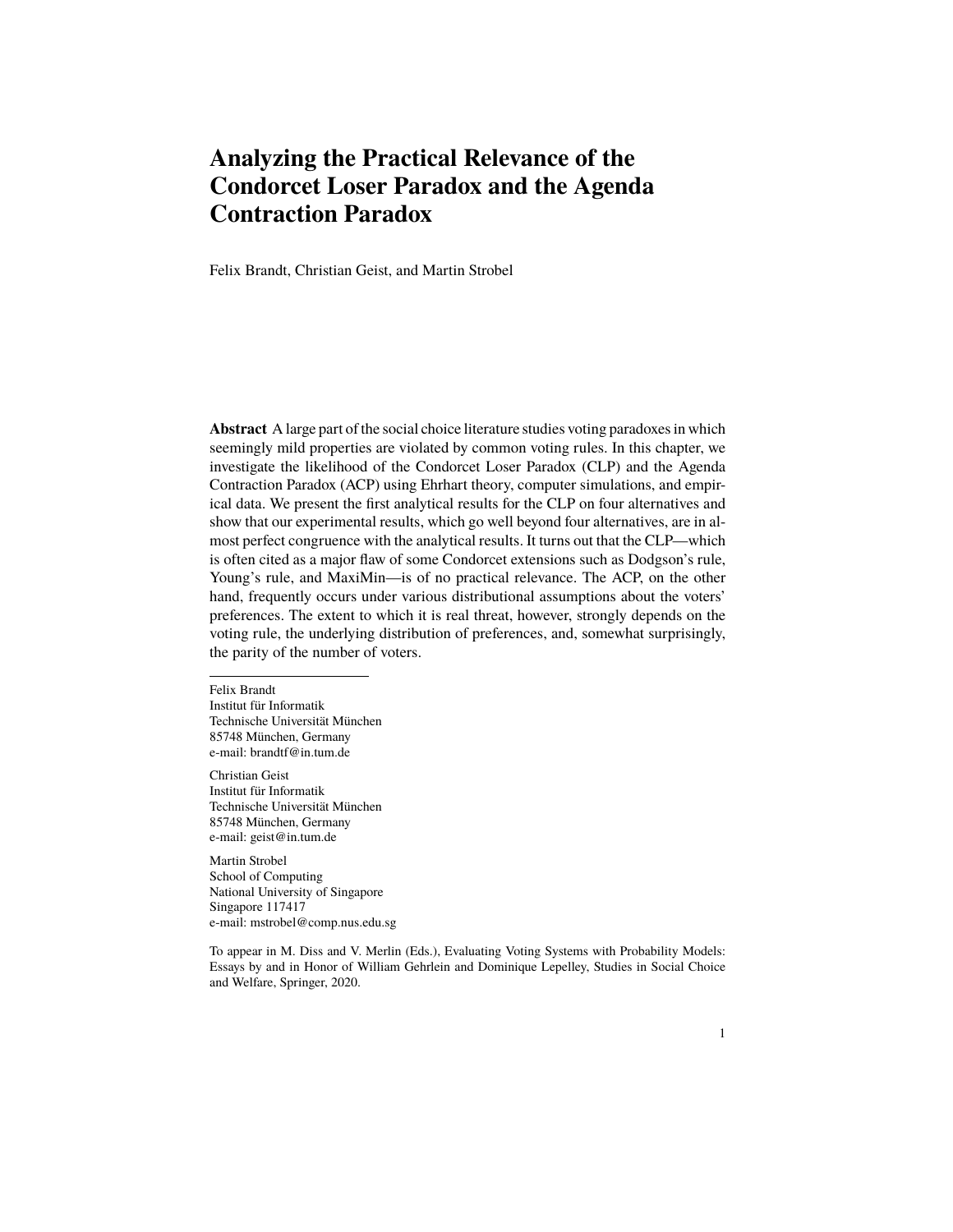# Analyzing the Practical Relevance of the Condorcet Loser Paradox and the Agenda Contraction Paradox

Felix Brandt, Christian Geist, and Martin Strobel

**Abstract** A large part of the social choice literature studies voting paradoxes in which seemingly mild properties are violated by common voting rules. In this chapter, we investigate the likelihood of the Condorcet Loser Paradox (CLP) and the Agenda Contraction Paradox (ACP) using Ehrhart theory, computer simulations, and empirical data. We present the first analytical results for the CLP on four alternatives and show that our experimental results, which go well beyond four alternatives, are in almost perfect congruence with the analytical results. It turns out that the CLP—which is often cited as a major flaw of some Condorcet extensions such as Dodgson's rule, Young's rule, and MaxiMin—is of no practical relevance. The ACP, on the other hand, frequently occurs under various distributional assumptions about the voters' preferences. The extent to which it is real threat, however, strongly depends on the voting rule, the underlying distribution of preferences, and, somewhat surprisingly, the parity of the number of voters.

---

Felix Brandt
Institut für Informatik
Technische Universität München
85748 München, Germany
e-mail: brandtf@in.tum.de

Christian Geist
Institut für Informatik
Technische Universität München
85748 München, Germany
e-mail: geist@in.tum.de

Martin Strobel
School of Computing
National University of Singapore
Singapore 117417
e-mail: mstrobel@comp.nus.edu.sg

To appear in M. Diss and V. Merlin (Eds.), Evaluating Voting Systems with Probability Models: Essays by and in Honor of William Gehrlein and Dominique Lepelley, Studies in Social Choice and Welfare, Springer, 2020.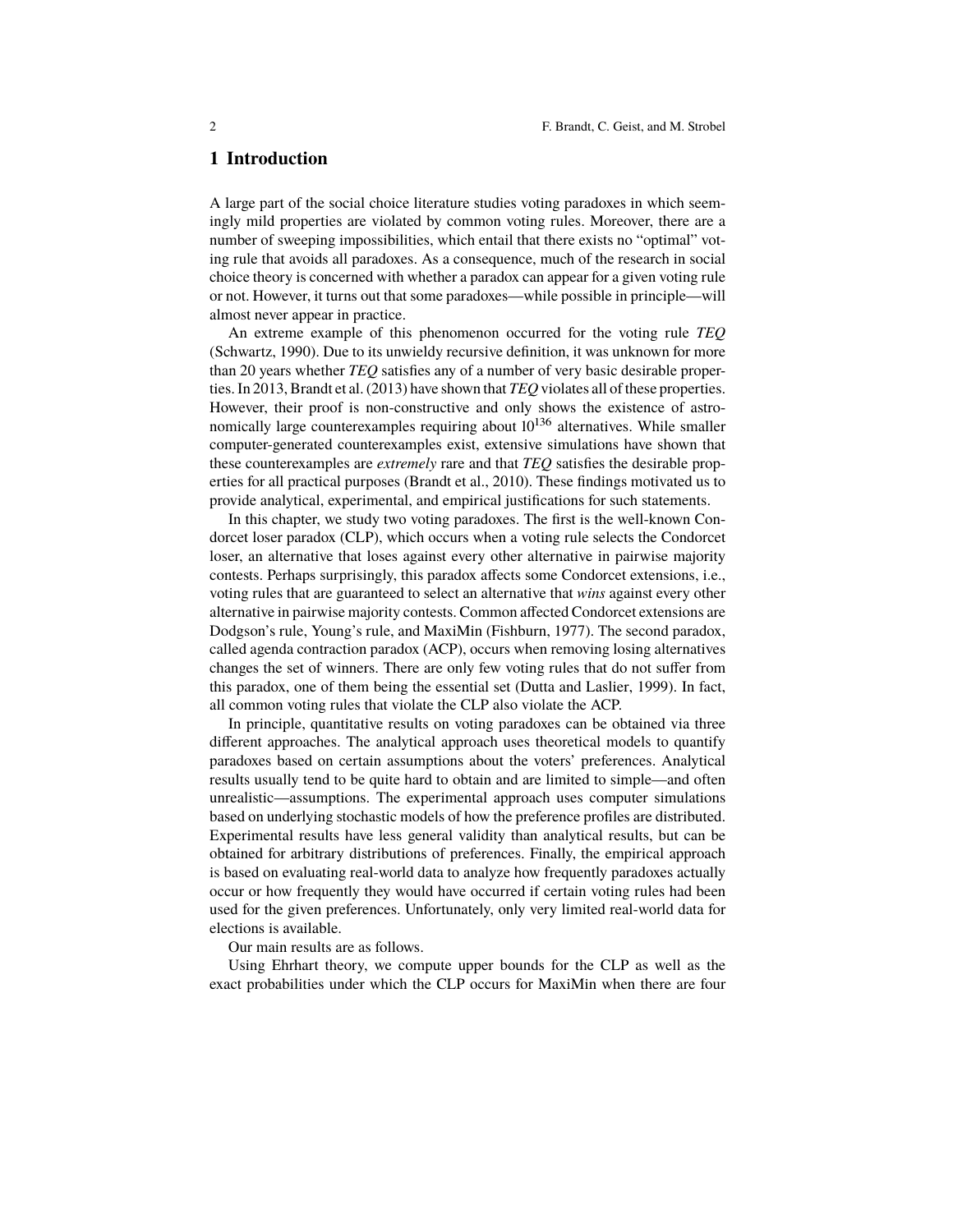# 1 Introduction

A large part of the social choice literature studies voting paradoxes in which seemingly mild properties are violated by common voting rules. Moreover, there are a number of sweeping impossibilities, which entail that there exists no "optimal" voting rule that avoids all paradoxes. As a consequence, much of the research in social choice theory is concerned with whether a paradox can appear for a given voting rule or not. However, it turns out that some paradoxes—while possible in principle—will almost never appear in practice.

An extreme example of this phenomenon occurred for the voting rule *TEQ* (Schwartz, 1990). Due to its unwieldy recursive definition, it was unknown for more than 20 years whether *TEQ* satisfies any of a number of very basic desirable properties. In 2013, Brandt et al. (2013) have shown that *TEQ* violates all of these properties. However, their proof is non-constructive and only shows the existence of astronomically large counterexamples requiring about $10^{136}$ alternatives. While smaller computer-generated counterexamples exist, extensive simulations have shown that these counterexamples are *extremely* rare and that *TEQ* satisfies the desirable properties for all practical purposes (Brandt et al., 2010). These findings motivated us to provide analytical, experimental, and empirical justifications for such statements.

In this chapter, we study two voting paradoxes. The first is the well-known Condorcet loser paradox (CLP), which occurs when a voting rule selects the Condorcet loser, an alternative that loses against every other alternative in pairwise majority contests. Perhaps surprisingly, this paradox affects some Condorcet extensions, i.e., voting rules that are guaranteed to select an alternative that *wins* against every other alternative in pairwise majority contests. Common affected Condorcet extensions are Dodgson's rule, Young's rule, and MaxiMin (Fishburn, 1977). The second paradox, called agenda contraction paradox (ACP), occurs when removing losing alternatives changes the set of winners. There are only few voting rules that do not suffer from this paradox, one of them being the essential set (Dutta and Laslier, 1999). In fact, all common voting rules that violate the CLP also violate the ACP.

In principle, quantitative results on voting paradoxes can be obtained via three different approaches. The analytical approach uses theoretical models to quantify paradoxes based on certain assumptions about the voters' preferences. Analytical results usually tend to be quite hard to obtain and are limited to simple—and often unrealistic—assumptions. The experimental approach uses computer simulations based on underlying stochastic models of how the preference profiles are distributed. Experimental results have less general validity than analytical results, but can be obtained for arbitrary distributions of preferences. Finally, the empirical approach is based on evaluating real-world data to analyze how frequently paradoxes actually occur or how frequently they would have occurred if certain voting rules had been used for the given preferences. Unfortunately, only very limited real-world data for elections is available.

Our main results are as follows.

Using Ehrhart theory, we compute upper bounds for the CLP as well as the exact probabilities under which the CLP occurs for MaxiMin when there are four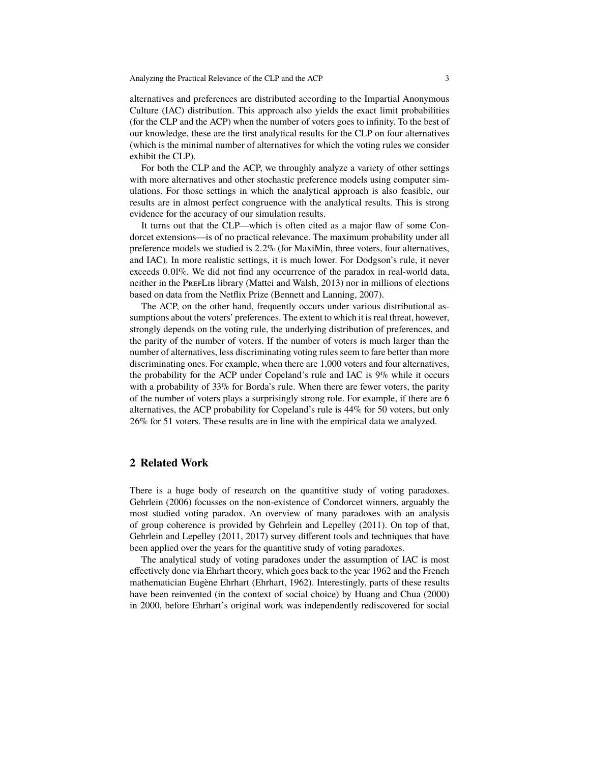alternatives and preferences are distributed according to the Impartial Anonymous Culture (IAC) distribution. This approach also yields the exact limit probabilities (for the CLP and the ACP) when the number of voters goes to infinity. To the best of our knowledge, these are the first analytical results for the CLP on four alternatives (which is the minimal number of alternatives for which the voting rules we consider exhibit the CLP).

For both the CLP and the ACP, we throughly analyze a variety of other settings with more alternatives and other stochastic preference models using computer simulations. For those settings in which the analytical approach is also feasible, our results are in almost perfect congruence with the analytical results. This is strong evidence for the accuracy of our simulation results.

It turns out that the CLP—which is often cited as a major flaw of some Condorcet extensions—is of no practical relevance. The maximum probability under all preference models we studied is 2.2% (for MaxiMin, three voters, four alternatives, and IAC). In more realistic settings, it is much lower. For Dodgson's rule, it never exceeds 0.01%. We did not find any occurrence of the paradox in real-world data, neither in the PrefLib library (Mattei and Walsh, 2013) nor in millions of elections based on data from the Netflix Prize (Bennett and Lanning, 2007).

The ACP, on the other hand, frequently occurs under various distributional assumptions about the voters' preferences. The extent to which it is real threat, however, strongly depends on the voting rule, the underlying distribution of preferences, and the parity of the number of voters. If the number of voters is much larger than the number of alternatives, less discriminating voting rules seem to fare better than more discriminating ones. For example, when there are 1,000 voters and four alternatives, the probability for the ACP under Copeland's rule and IAC is 9% while it occurs with a probability of 33% for Borda's rule. When there are fewer voters, the parity of the number of voters plays a surprisingly strong role. For example, if there are 6 alternatives, the ACP probability for Copeland's rule is 44% for 50 voters, but only 26% for 51 voters. These results are in line with the empirical data we analyzed.

## 2 Related Work

There is a huge body of research on the quantitive study of voting paradoxes. Gehrlein (2006) focusses on the non-existence of Condorcet winners, arguably the most studied voting paradox. An overview of many paradoxes with an analysis of group coherence is provided by Gehrlein and Lepelley (2011). On top of that, Gehrlein and Lepelley (2011, 2017) survey different tools and techniques that have been applied over the years for the quantitive study of voting paradoxes.

The analytical study of voting paradoxes under the assumption of IAC is most effectively done via Ehrhart theory, which goes back to the year 1962 and the French mathematician Eugène Ehrhart (Ehrhart, 1962). Interestingly, parts of these results have been reinvented (in the context of social choice) by Huang and Chua (2000) in 2000, before Ehrhart's original work was independently rediscovered for social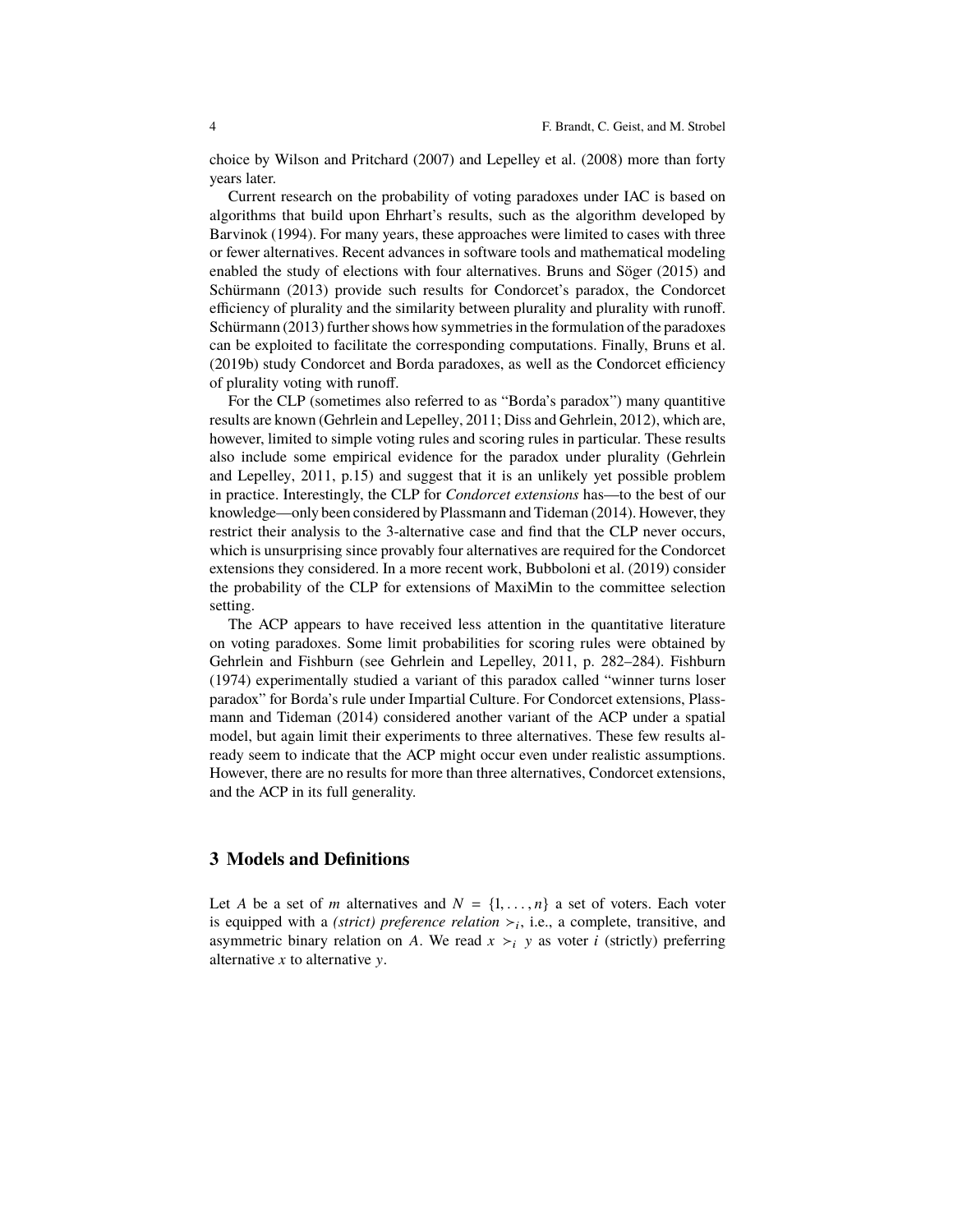choice by Wilson and Pritchard (2007) and Lepelley et al. (2008) more than forty years later.

Current research on the probability of voting paradoxes under IAC is based on algorithms that build upon Ehrhart's results, such as the algorithm developed by Barvinok (1994). For many years, these approaches were limited to cases with three or fewer alternatives. Recent advances in software tools and mathematical modeling enabled the study of elections with four alternatives. Bruns and Söger (2015) and Schürmann (2013) provide such results for Condorcet's paradox, the Condorcet efficiency of plurality and the similarity between plurality and plurality with runoff. Schürmann (2013) further shows how symmetries in the formulation of the paradoxes can be exploited to facilitate the corresponding computations. Finally, Bruns et al. (2019b) study Condorcet and Borda paradoxes, as well as the Condorcet efficiency of plurality voting with runoff.

For the CLP (sometimes also referred to as "Borda's paradox") many quantitive results are known (Gehrlein and Lepelley, 2011; Diss and Gehrlein, 2012), which are, however, limited to simple voting rules and scoring rules in particular. These results also include some empirical evidence for the paradox under plurality (Gehrlein and Lepelley, 2011, p.15) and suggest that it is an unlikely yet possible problem in practice. Interestingly, the CLP for *Condorcet extensions* has—to the best of our knowledge—only been considered by Plassmann and Tideman (2014). However, they restrict their analysis to the 3-alternative case and find that the CLP never occurs, which is unsurprising since provably four alternatives are required for the Condorcet extensions they considered. In a more recent work, Bubboloni et al. (2019) consider the probability of the CLP for extensions of MaxiMin to the committee selection setting.

The ACP appears to have received less attention in the quantitative literature on voting paradoxes. Some limit probabilities for scoring rules were obtained by Gehrlein and Fishburn (see Gehrlein and Lepelley, 2011, p. 282–284). Fishburn (1974) experimentally studied a variant of this paradox called "winner turns loser paradox" for Borda's rule under Impartial Culture. For Condorcet extensions, Plassmann and Tideman (2014) considered another variant of the ACP under a spatial model, but again limit their experiments to three alternatives. These few results already seem to indicate that the ACP might occur even under realistic assumptions. However, there are no results for more than three alternatives, Condorcet extensions, and the ACP in its full generality.

## 3 Models and Definitions

Let $A$ be a set of $m$ alternatives and $N = \{1, \ldots, n\}$ a set of voters. Each voter is equipped with a *(strict) preference relation* $\succ_i$, i.e., a complete, transitive, and asymmetric binary relation on $A$. We read $x \succ_i y$ as voter $i$ (strictly) preferring alternative $x$ to alternative $y$.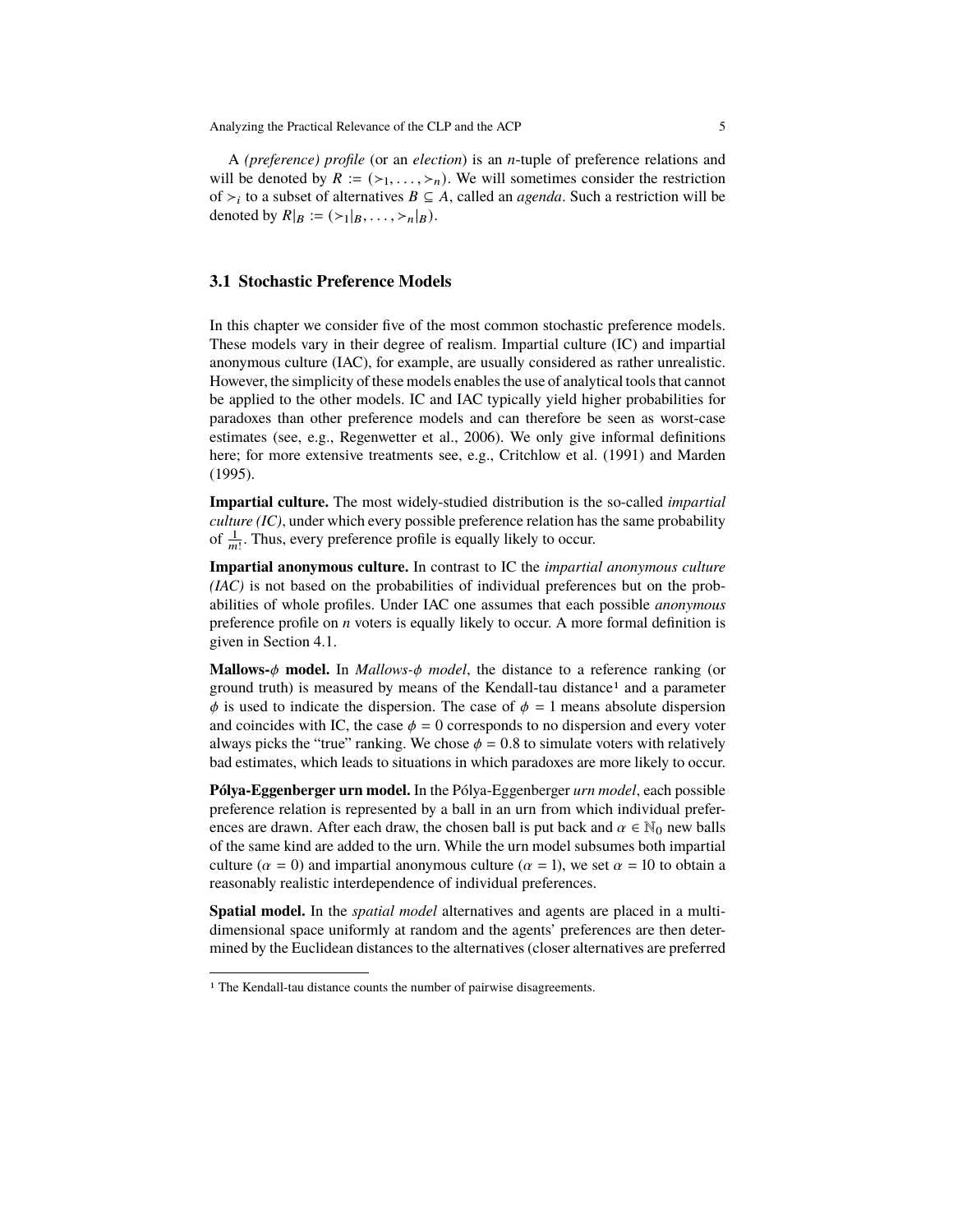A *(preference) profile* (or an *election*) is an $n$-tuple of preference relations and will be denoted by $R := (\succ_1, \ldots, \succ_n)$. We will sometimes consider the restriction of $\succ_i$ to a subset of alternatives $B \subseteq A$, called an *agenda*. Such a restriction will be denoted by $R|_B := (\succ_1|_B, \ldots, \succ_n|_B)$.

## 3.1 Stochastic Preference Models

In this chapter we consider five of the most common stochastic preference models. These models vary in their degree of realism. Impartial culture (IC) and impartial anonymous culture (IAC), for example, are usually considered as rather unrealistic. However, the simplicity of these models enables the use of analytical tools that cannot be applied to the other models. IC and IAC typically yield higher probabilities for paradoxes than other preference models and can therefore be seen as worst-case estimates (see, e.g., Regenwetter et al., 2006). We only give informal definitions here; for more extensive treatments see, e.g., Critchlow et al. (1991) and Marden (1995).

**Impartial culture.** The most widely-studied distribution is the so-called *impartial culture (IC)*, under which every possible preference relation has the same probability of $\frac{1}{m!}$. Thus, every preference profile is equally likely to occur.

**Impartial anonymous culture.** In contrast to IC the *impartial anonymous culture (IAC)* is not based on the probabilities of individual preferences but on the probabilities of whole profiles. Under IAC one assumes that each possible *anonymous* preference profile on $n$ voters is equally likely to occur. A more formal definition is given in Section 4.1.

**Mallows-$\phi$ model.** In *Mallows-$\phi$ model*, the distance to a reference ranking (or ground truth) is measured by means of the Kendall-tau distance[1] and a parameter $\phi$ is used to indicate the dispersion. The case of $\phi = 1$ means absolute dispersion and coincides with IC, the case $\phi = 0$ corresponds to no dispersion and every voter always picks the "true" ranking. We chose $\phi = 0.8$ to simulate voters with relatively bad estimates, which leads to situations in which paradoxes are more likely to occur.

**Pólya-Eggenberger urn model.** In the Pólya-Eggenberger *urn model*, each possible preference relation is represented by a ball in an urn from which individual preferences are drawn. After each draw, the chosen ball is put back and $\alpha \in \mathbb{N}_0$ new balls of the same kind are added to the urn. While the urn model subsumes both impartial culture ($\alpha = 0$) and impartial anonymous culture ($\alpha = 1$), we set $\alpha = 10$ to obtain a reasonably realistic interdependence of individual preferences.

**Spatial model.** In the *spatial model* alternatives and agents are placed in a multi-dimensional space uniformly at random and the agents' preferences are then determined by the Euclidean distances to the alternatives (closer alternatives are preferred

[1] The Kendall-tau distance counts the number of pairwise disagreements.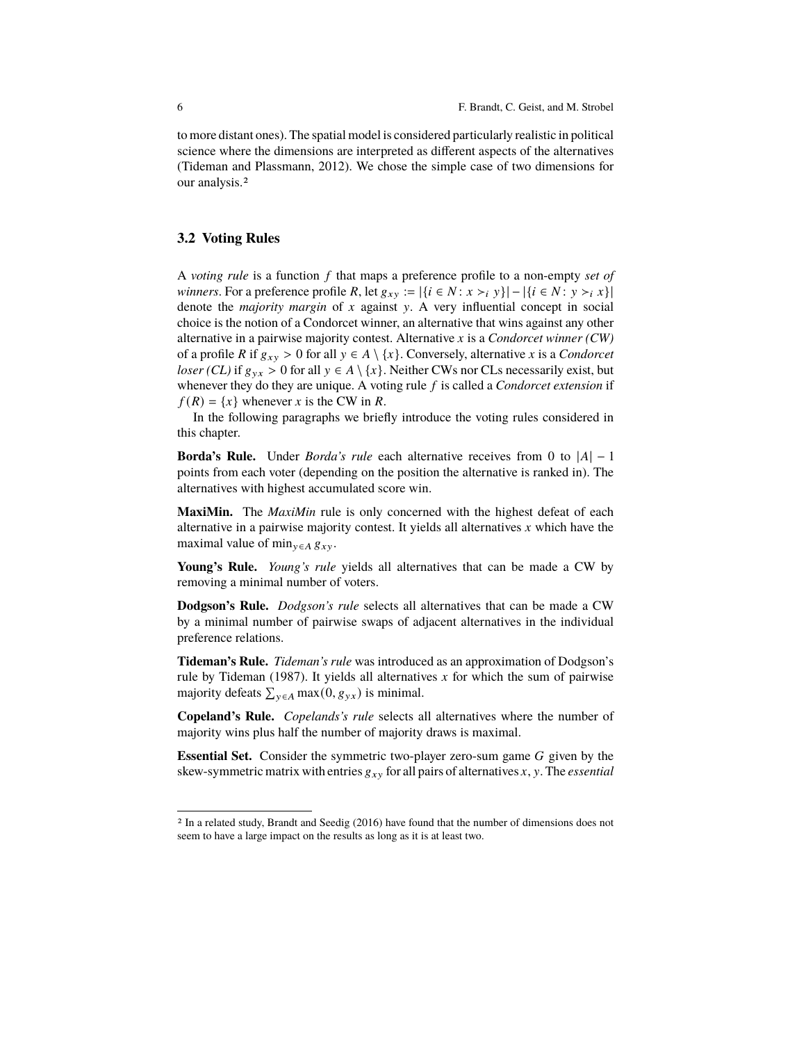to more distant ones). The spatial model is considered particularly realistic in political science where the dimensions are interpreted as different aspects of the alternatives (Tideman and Plassmann, 2012). We chose the simple case of two dimensions for our analysis.[2]

## 3.2 Voting Rules

A *voting rule* is a function $f$ that maps a preference profile to a non-empty *set of winners*. For a preference profile $R$, let $g_{xy} := |\{i \in N : x \succ_i y\}| - |\{i \in N : y \succ_i x\}|$ denote the *majority margin* of $x$ against $y$. A very influential concept in social choice is the notion of a Condorcet winner, an alternative that wins against any other alternative in a pairwise majority contest. Alternative $x$ is a *Condorcet winner (CW)* of a profile $R$ if $g_{xy} > 0$ for all $y \in A \setminus \{x\}$. Conversely, alternative $x$ is a *Condorcet loser (CL)* if $g_{yx} > 0$ for all $y \in A \setminus \{x\}$. Neither CWs nor CLs necessarily exist, but whenever they do they are unique. A voting rule $f$ is called a *Condorcet extension* if $f(R) = \{x\}$ whenever $x$ is the CW in $R$.

In the following paragraphs we briefly introduce the voting rules considered in this chapter.

**Borda's Rule.** Under *Borda's rule* each alternative receives from 0 to $|A| - 1$ points from each voter (depending on the position the alternative is ranked in). The alternatives with highest accumulated score win.

**MaxiMin.** The *MaxiMin* rule is only concerned with the highest defeat of each alternative in a pairwise majority contest. It yields all alternatives $x$ which have the maximal value of $\min_{y \in A} g_{xy}$.

**Young's Rule.** *Young's rule* yields all alternatives that can be made a CW by removing a minimal number of voters.

**Dodgson's Rule.** *Dodgson's rule* selects all alternatives that can be made a CW by a minimal number of pairwise swaps of adjacent alternatives in the individual preference relations.

**Tideman's Rule.** *Tideman's rule* was introduced as an approximation of Dodgson's rule by Tideman (1987). It yields all alternatives $x$ for which the sum of pairwise majority defeats $\sum_{y \in A} \max(0, g_{yx})$ is minimal.

**Copeland's Rule.** *Copelands's rule* selects all alternatives where the number of majority wins plus half the number of majority draws is maximal.

**Essential Set.** Consider the symmetric two-player zero-sum game $G$ given by the skew-symmetric matrix with entries $g_{xy}$ for all pairs of alternatives $x$, $y$. The *essential*

[2] In a related study, Brandt and Seedig (2016) have found that the number of dimensions does not seem to have a large impact on the results as long as it is at least two.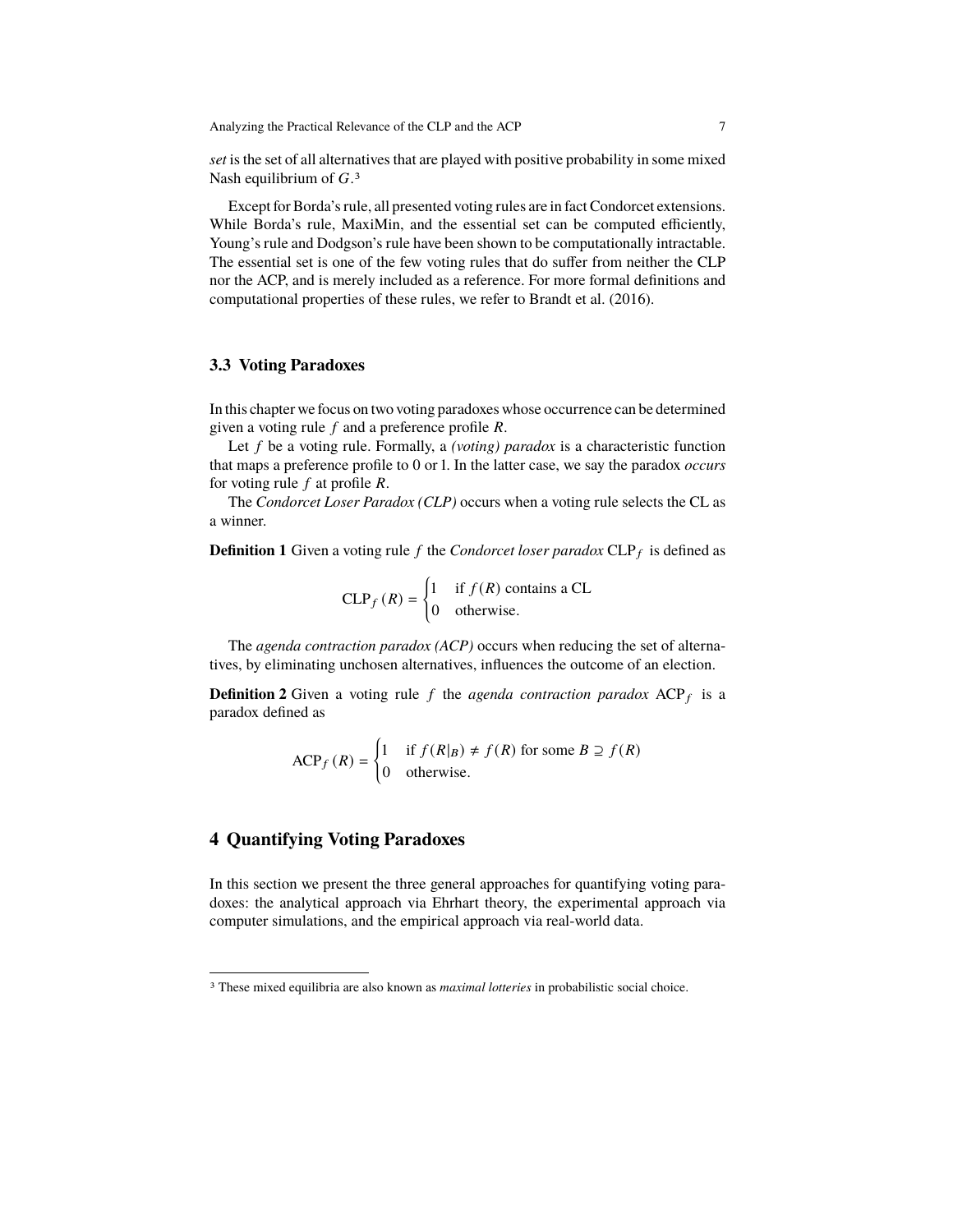*set* is the set of all alternatives that are played with positive probability in some mixed Nash equilibrium of $G$.[3]

Except for Borda's rule, all presented voting rules are in fact Condorcet extensions. While Borda's rule, MaxiMin, and the essential set can be computed efficiently, Young's rule and Dodgson's rule have been shown to be computationally intractable. The essential set is one of the few voting rules that do suffer from neither the CLP nor the ACP, and is merely included as a reference. For more formal definitions and computational properties of these rules, we refer to Brandt et al. (2016).

### 3.3 Voting Paradoxes

In this chapter we focus on two voting paradoxes whose occurrence can be determined given a voting rule $f$ and a preference profile $R$.

Let $f$ be a voting rule. Formally, a *(voting) paradox* is a characteristic function that maps a preference profile to 0 or 1. In the latter case, we say the paradox *occurs* for voting rule $f$ at profile $R$.

The *Condorcet Loser Paradox (CLP)* occurs when a voting rule selects the CL as a winner.

**Definition 1** Given a voting rule $f$ the *Condorcet loser paradox* $\text{CLP}_f$ is defined as

$$\text{CLP}_f(R) = \begin{cases} 1 & \text{if } f(R) \text{ contains a CL} \\ 0 & \text{otherwise.} \end{cases}$$

The *agenda contraction paradox (ACP)* occurs when reducing the set of alternatives, by eliminating unchosen alternatives, influences the outcome of an election.

**Definition 2** Given a voting rule $f$ the *agenda contraction paradox* $\text{ACP}_f$ is a paradox defined as

$$\text{ACP}_f(R) = \begin{cases} 1 & \text{if } f(R|_B) \neq f(R) \text{ for some } B \supseteq f(R) \\ 0 & \text{otherwise.} \end{cases}$$

## 4 Quantifying Voting Paradoxes

In this section we present the three general approaches for quantifying voting paradoxes: the analytical approach via Ehrhart theory, the experimental approach via computer simulations, and the empirical approach via real-world data.

---

[3] These mixed equilibria are also known as *maximal lotteries* in probabilistic social choice.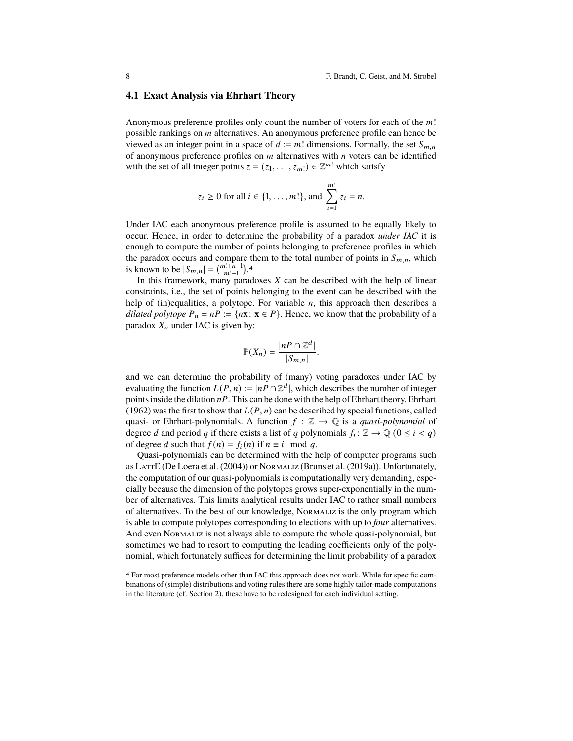## 4.1 Exact Analysis via Ehrhart Theory

Anonymous preference profiles only count the number of voters for each of the $m!$ possible rankings on $m$ alternatives. An anonymous preference profile can hence be viewed as an integer point in a space of $d := m!$ dimensions. Formally, the set $S_{m,n}$ of anonymous preference profiles on $m$ alternatives with $n$ voters can be identified with the set of all integer points $z = (z_1, \dots, z_{m!}) \in \mathbb{Z}^{m!}$ which satisfy

$$z_i \geq 0 \text{ for all } i \in \{1, \dots, m!\}, \text{ and } \sum_{i=1}^{m!} z_i = n.$$

Under IAC each anonymous preference profile is assumed to be equally likely to occur. Hence, in order to determine the probability of a paradox *under IAC* it is enough to compute the number of points belonging to preference profiles in which the paradox occurs and compare them to the total number of points in $S_{m,n}$, which is known to be $|S_{m,n}| = \binom{m!+n-1}{m!-1}$.[4]

In this framework, many paradoxes $X$ can be described with the help of linear constraints, i.e., the set of points belonging to the event can be described with the help of (in)equalities, a polytope. For variable $n$, this approach then describes a *dilated polytope* $P_n = nP := \{n\mathbf{x} \colon \mathbf{x} \in P\}$. Hence, we know that the probability of a paradox $X_n$ under IAC is given by:

$$\mathbb{P}(X_n) = \frac{|nP \cap \mathbb{Z}^d|}{|S_{m,n}|}.$$

and we can determine the probability of (many) voting paradoxes under IAC by evaluating the function $L(P, n) := |nP \cap \mathbb{Z}^d|$, which describes the number of integer points inside the dilation $nP$. This can be done with the help of Ehrhart theory. Ehrhart (1962) was the first to show that $L(P, n)$ can be described by special functions, called quasi- or Ehrhart-polynomials. A function $f : \mathbb{Z} \to \mathbb{Q}$ is a *quasi-polynomial* of degree $d$ and period $q$ if there exists a list of $q$ polynomials $f_i \colon \mathbb{Z} \to \mathbb{Q}$ $(0 \leq i < q)$ of degree $d$ such that $f(n) = f_i(n)$ if $n \equiv i \mod q$.

Quasi-polynomials can be determined with the help of computer programs such as LattE (De Loera et al. (2004)) or Normaliz (Bruns et al. (2019a)). Unfortunately, the computation of our quasi-polynomials is computationally very demanding, especially because the dimension of the polytopes grows super-exponentially in the number of alternatives. This limits analytical results under IAC to rather small numbers of alternatives. To the best of our knowledge, Normaliz is the only program which is able to compute polytopes corresponding to elections with up to *four* alternatives. And even Normaliz is not always able to compute the whole quasi-polynomial, but sometimes we had to resort to computing the leading coefficients only of the polynomial, which fortunately suffices for determining the limit probability of a paradox

[4] For most preference models other than IAC this approach does not work. While for specific combinations of (simple) distributions and voting rules there are some highly tailor-made computations in the literature (cf. Section 2), these have to be redesigned for each individual setting.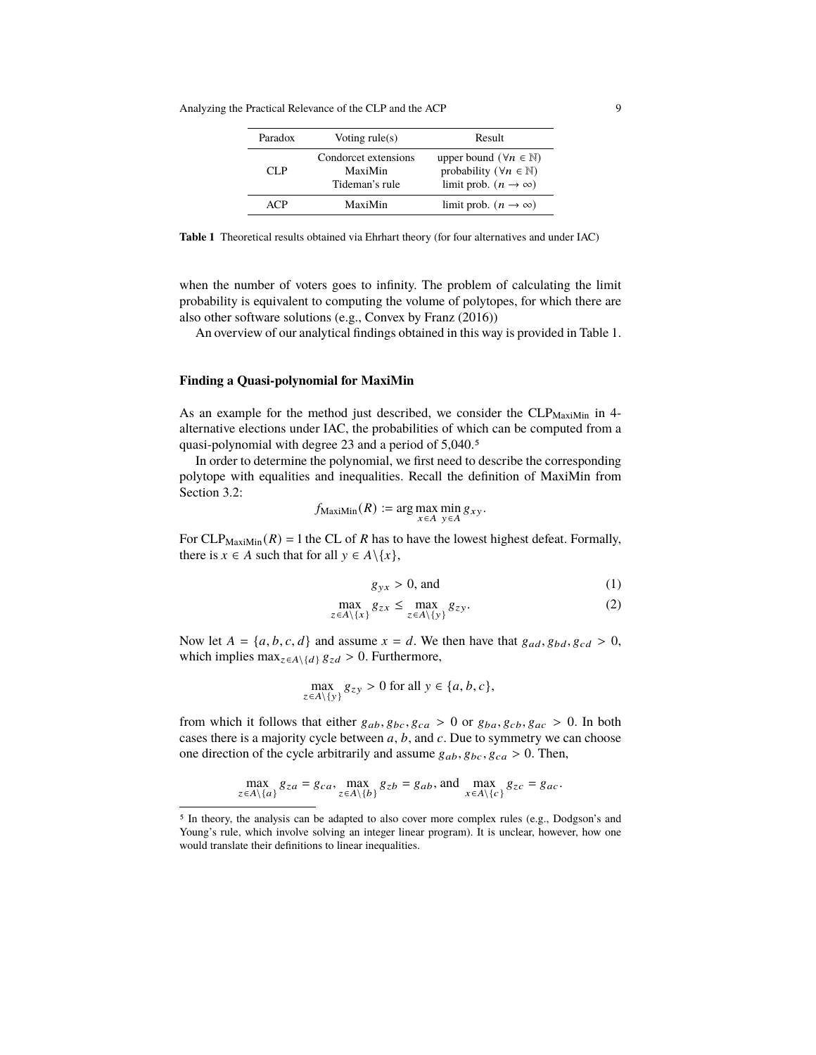| Paradox | Voting rule(s) | Result |
|---|---|---|
| CLP | Condorcet extensions | upper bound ($\forall n \in \mathbb{N}$) |
| | MaxiMin | probability ($\forall n \in \mathbb{N}$) |
| | Tideman's rule | limit prob. ($n \to \infty$) |
| ACP | MaxiMin | limit prob. ($n \to \infty$) |

**Table 1** Theoretical results obtained via Ehrhart theory (for four alternatives and under IAC)

when the number of voters goes to infinity. The problem of calculating the limit probability is equivalent to computing the volume of polytopes, for which there are also other software solutions (e.g., Convex by Franz (2016))

An overview of our analytical findings obtained in this way is provided in Table 1.

### Finding a Quasi-polynomial for MaxiMin

As an example for the method just described, we consider the $\text{CLP}_{\text{MaxiMin}}$ in 4-alternative elections under IAC, the probabilities of which can be computed from a quasi-polynomial with degree 23 and a period of 5,040.[5]

In order to determine the polynomial, we first need to describe the corresponding polytope with equalities and inequalities. Recall the definition of MaxiMin from Section 3.2:

$$f_{\text{MaxiMin}}(R) := \arg\max_{x \in A} \min_{y \in A} g_{xy}.$$

For $\text{CLP}_{\text{MaxiMin}}(R) = 1$ the CL of $R$ has to have the lowest highest defeat. Formally, there is $x \in A$ such that for all $y \in A \setminus \{x\}$,

$$g_{yx} > 0, \text{ and} \tag{1}$$

$$\max_{z \in A \setminus \{x\}} g_{zx} \leq \max_{z \in A \setminus \{y\}} g_{zy}. \tag{2}$$

Now let $A = \{a, b, c, d\}$ and assume $x = d$. We then have that $g_{ad}, g_{bd}, g_{cd} > 0$, which implies $\max_{z \in A \setminus \{d\}} g_{zd} > 0$. Furthermore,

$$\max_{z \in A \setminus \{y\}} g_{zy} > 0 \text{ for all } y \in \{a, b, c\},$$

from which it follows that either $g_{ab}, g_{bc}, g_{ca} > 0$ or $g_{ba}, g_{cb}, g_{ac} > 0$. In both cases there is a majority cycle between $a$, $b$, and $c$. Due to symmetry we can choose one direction of the cycle arbitrarily and assume $g_{ab}, g_{bc}, g_{ca} > 0$. Then,

$$\max_{z \in A \setminus \{a\}} g_{za} = g_{ca}, \max_{z \in A \setminus \{b\}} g_{zb} = g_{ab}, \text{ and } \max_{x \in A \setminus \{c\}} g_{zc} = g_{ac}.$$

[5] In theory, the analysis can be adapted to also cover more complex rules (e.g., Dodgson's and Young's rule, which involve solving an integer linear program). It is unclear, however, how one would translate their definitions to linear inequalities.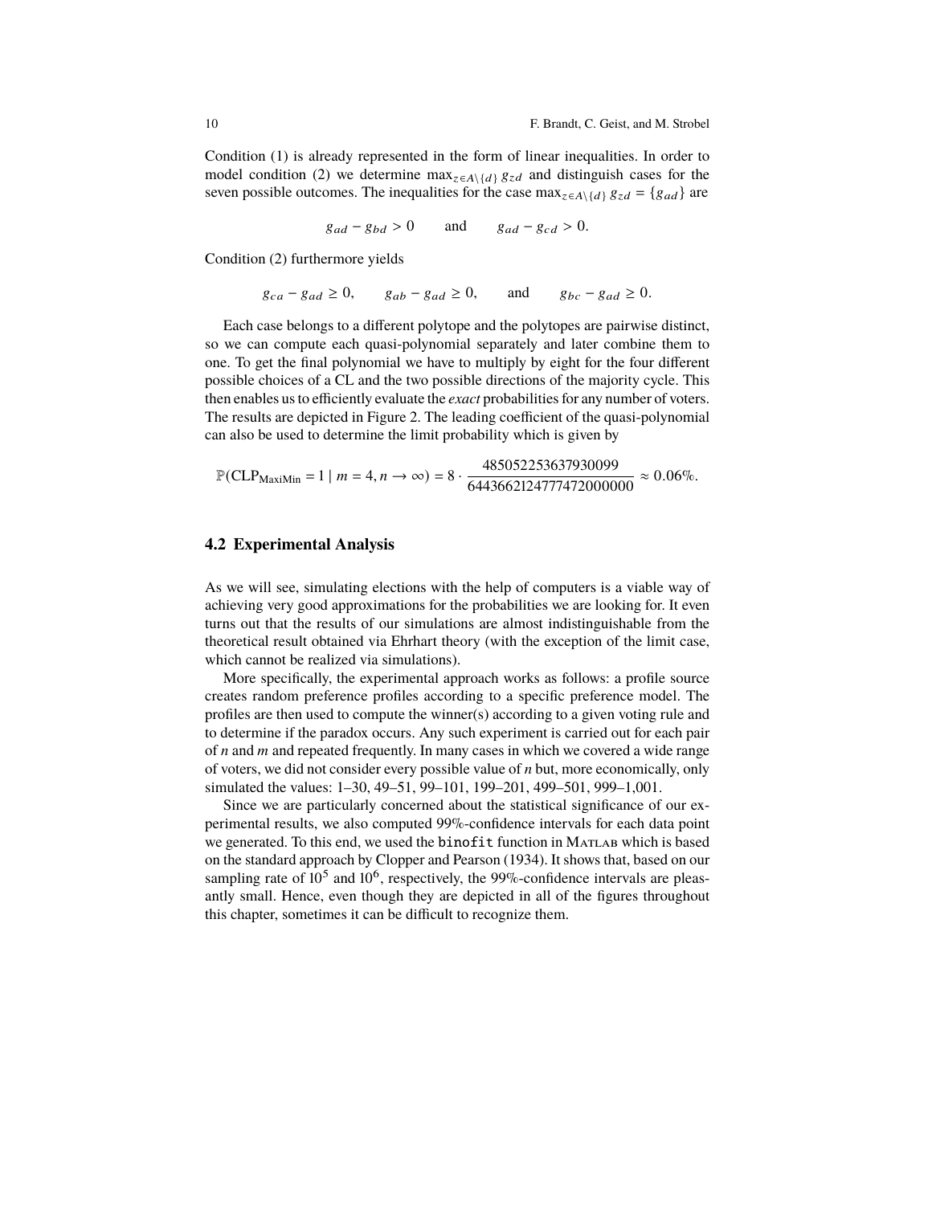Condition (1) is already represented in the form of linear inequalities. In order to model condition (2) we determine $\max_{z \in A \setminus \{d\}} g_{zd}$ and distinguish cases for the seven possible outcomes. The inequalities for the case $\max_{z \in A \setminus \{d\}} g_{zd} = \{g_{ad}\}$ are

$$g_{ad} - g_{bd} > 0 \qquad \text{and} \qquad g_{ad} - g_{cd} > 0.$$

Condition (2) furthermore yields

$$g_{ca} - g_{ad} \geq 0, \qquad g_{ab} - g_{ad} \geq 0, \qquad \text{and} \qquad g_{bc} - g_{ad} \geq 0.$$

Each case belongs to a different polytope and the polytopes are pairwise distinct, so we can compute each quasi-polynomial separately and later combine them to one. To get the final polynomial we have to multiply by eight for the four different possible choices of a CL and the two possible directions of the majority cycle. This then enables us to efficiently evaluate the *exact* probabilities for any number of voters. The results are depicted in Figure 2. The leading coefficient of the quasi-polynomial can also be used to determine the limit probability which is given by

$$\mathbb{P}(\mathrm{CLP}_{\mathrm{MaxiMin}} = 1 \mid m = 4, n \to \infty) = 8 \cdot \frac{485052253637930099}{6443662124777472000000} \approx 0.06\%.$$

## 4.2 Experimental Analysis

As we will see, simulating elections with the help of computers is a viable way of achieving very good approximations for the probabilities we are looking for. It even turns out that the results of our simulations are almost indistinguishable from the theoretical result obtained via Ehrhart theory (with the exception of the limit case, which cannot be realized via simulations).

More specifically, the experimental approach works as follows: a profile source creates random preference profiles according to a specific preference model. The profiles are then used to compute the winner(s) according to a given voting rule and to determine if the paradox occurs. Any such experiment is carried out for each pair of $n$ and $m$ and repeated frequently. In many cases in which we covered a wide range of voters, we did not consider every possible value of $n$ but, more economically, only simulated the values: 1–30, 49–51, 99–101, 199–201, 499–501, 999–1,001.

Since we are particularly concerned about the statistical significance of our experimental results, we also computed 99%-confidence intervals for each data point we generated. To this end, we used the `binofit` function in MATLAB which is based on the standard approach by Clopper and Pearson (1934). It shows that, based on our sampling rate of $10^5$ and $10^6$, respectively, the 99%-confidence intervals are pleasantly small. Hence, even though they are depicted in all of the figures throughout this chapter, sometimes it can be difficult to recognize them.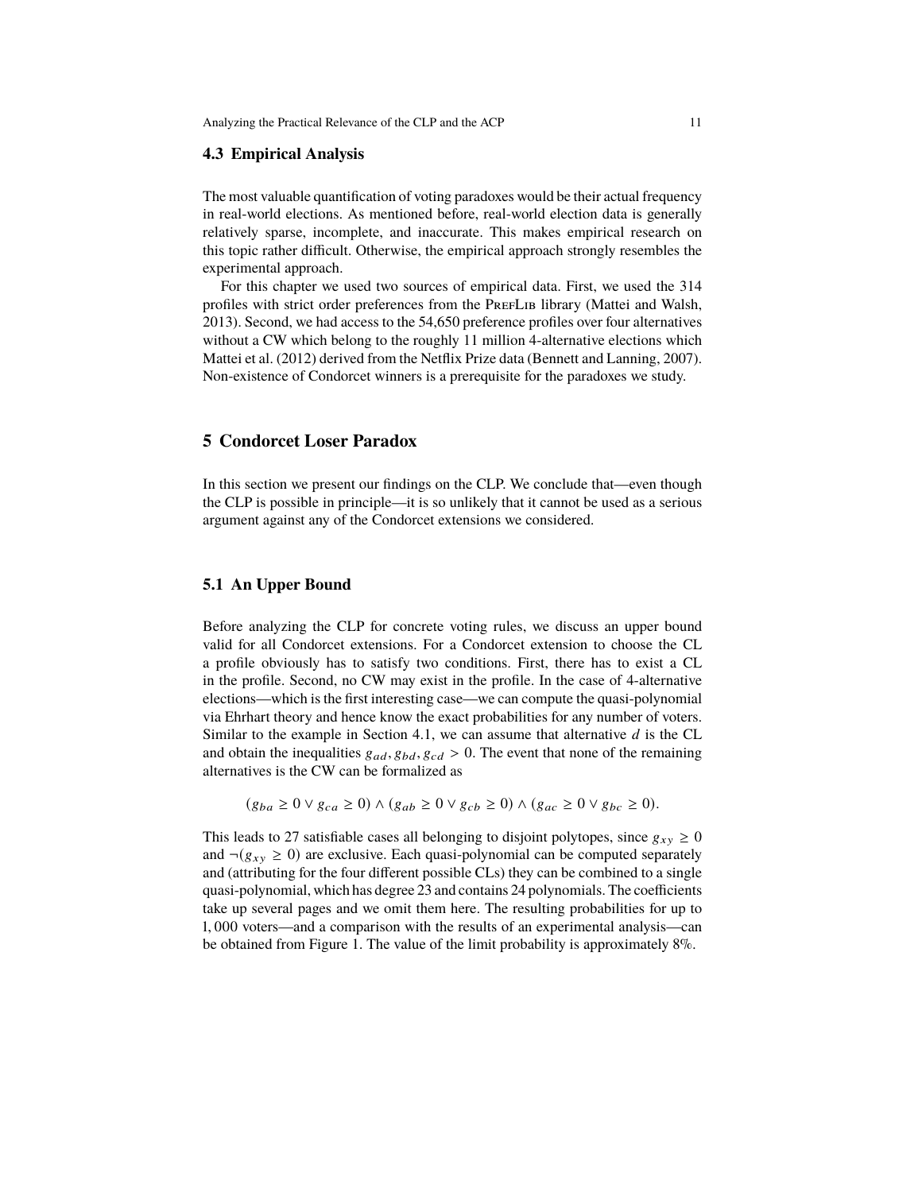### 4.3 Empirical Analysis

The most valuable quantification of voting paradoxes would be their actual frequency in real-world elections. As mentioned before, real-world election data is generally relatively sparse, incomplete, and inaccurate. This makes empirical research on this topic rather difficult. Otherwise, the empirical approach strongly resembles the experimental approach.

For this chapter we used two sources of empirical data. First, we used the 314 profiles with strict order preferences from the PrefLib library (Mattei and Walsh, 2013). Second, we had access to the 54,650 preference profiles over four alternatives without a CW which belong to the roughly 11 million 4-alternative elections which Mattei et al. (2012) derived from the Netflix Prize data (Bennett and Lanning, 2007). Non-existence of Condorcet winners is a prerequisite for the paradoxes we study.

## 5 Condorcet Loser Paradox

In this section we present our findings on the CLP. We conclude that—even though the CLP is possible in principle—it is so unlikely that it cannot be used as a serious argument against any of the Condorcet extensions we considered.

### 5.1 An Upper Bound

Before analyzing the CLP for concrete voting rules, we discuss an upper bound valid for all Condorcet extensions. For a Condorcet extension to choose the CL a profile obviously has to satisfy two conditions. First, there has to exist a CL in the profile. Second, no CW may exist in the profile. In the case of 4-alternative elections—which is the first interesting case—we can compute the quasi-polynomial via Ehrhart theory and hence know the exact probabilities for any number of voters. Similar to the example in Section 4.1, we can assume that alternative $d$ is the CL and obtain the inequalities $g_{ad}, g_{bd}, g_{cd} > 0$. The event that none of the remaining alternatives is the CW can be formalized as

$$(g_{ba} \geq 0 \vee g_{ca} \geq 0) \wedge (g_{ab} \geq 0 \vee g_{cb} \geq 0) \wedge (g_{ac} \geq 0 \vee g_{bc} \geq 0).$$

This leads to 27 satisfiable cases all belonging to disjoint polytopes, since $g_{xy} \geq 0$ and $\neg(g_{xy} \geq 0)$ are exclusive. Each quasi-polynomial can be computed separately and (attributing for the four different possible CLs) they can be combined to a single quasi-polynomial, which has degree 23 and contains 24 polynomials. The coefficients take up several pages and we omit them here. The resulting probabilities for up to 1,000 voters—and a comparison with the results of an experimental analysis—can be obtained from Figure 1. The value of the limit probability is approximately 8%.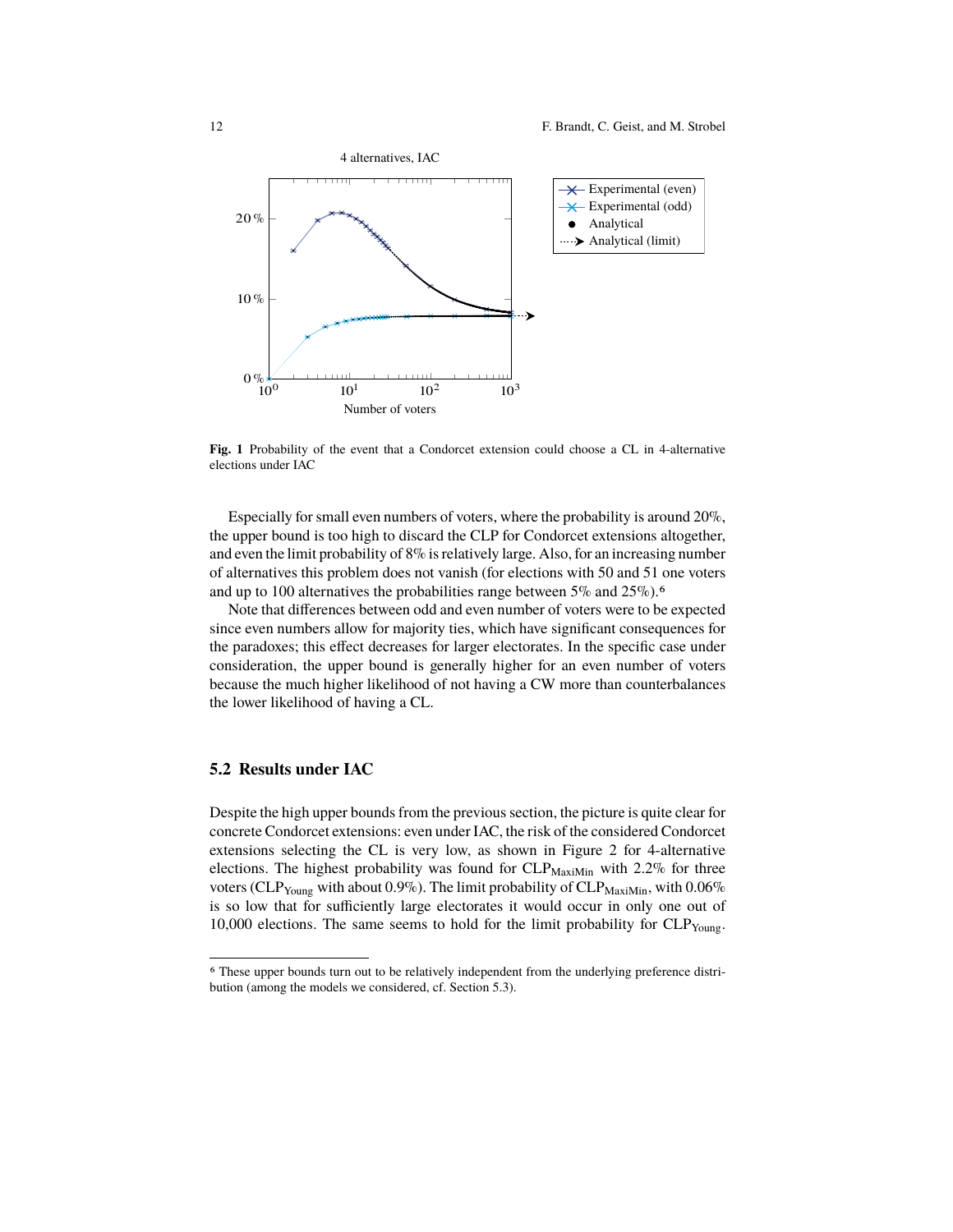**Fig. 1** Probability of the event that a Condorcet extension could choose a CL in 4-alternative elections under IAC

Especially for small even numbers of voters, where the probability is around 20%, the upper bound is too high to discard the CLP for Condorcet extensions altogether, and even the limit probability of 8% is relatively large. Also, for an increasing number of alternatives this problem does not vanish (for elections with 50 and 51 one voters and up to 100 alternatives the probabilities range between 5% and 25%).[6]

Note that differences between odd and even number of voters were to be expected since even numbers allow for majority ties, which have significant consequences for the paradoxes; this effect decreases for larger electorates. In the specific case under consideration, the upper bound is generally higher for an even number of voters because the much higher likelihood of not having a CW more than counterbalances the lower likelihood of having a CL.

## 5.2 Results under IAC

Despite the high upper bounds from the previous section, the picture is quite clear for concrete Condorcet extensions: even under IAC, the risk of the considered Condorcet extensions selecting the CL is very low, as shown in Figure 2 for 4-alternative elections. The highest probability was found for $\text{CLP}_{\text{MaxiMin}}$ with 2.2% for three voters ($\text{CLP}_{\text{Young}}$ with about 0.9%). The limit probability of $\text{CLP}_{\text{MaxiMin}}$, with 0.06% is so low that for sufficiently large electorates it would occur in only one out of 10,000 elections. The same seems to hold for the limit probability for $\text{CLP}_{\text{Young}}$.

[6] These upper bounds turn out to be relatively independent from the underlying preference distribution (among the models we considered, cf. Section 5.3).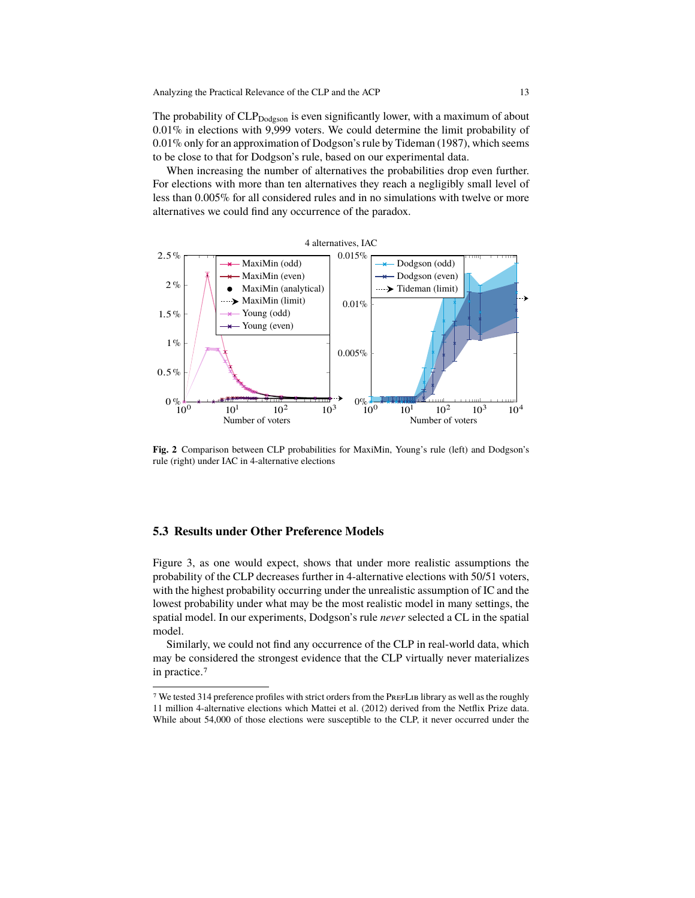The probability of $CLP_{Dodgson}$ is even significantly lower, with a maximum of about 0.01% in elections with 9,999 voters. We could determine the limit probability of 0.01% only for an approximation of Dodgson's rule by Tideman (1987), which seems to be close to that for Dodgson's rule, based on our experimental data.

When increasing the number of alternatives the probabilities drop even further. For elections with more than ten alternatives they reach a negligibly small level of less than 0.005% for all considered rules and in no simulations with twelve or more alternatives we could find any occurrence of the paradox.

**Fig. 2** Comparison between CLP probabilities for MaxiMin, Young's rule (left) and Dodgson's rule (right) under IAC in 4-alternative elections

### 5.3 Results under Other Preference Models

Figure 3, as one would expect, shows that under more realistic assumptions the probability of the CLP decreases further in 4-alternative elections with 50/51 voters, with the highest probability occurring under the unrealistic assumption of IC and the lowest probability under what may be the most realistic model in many settings, the spatial model. In our experiments, Dodgson's rule *never* selected a CL in the spatial model.

Similarly, we could not find any occurrence of the CLP in real-world data, which may be considered the strongest evidence that the CLP virtually never materializes in practice.[7]

---

[7] We tested 314 preference profiles with strict orders from the PrefLib library as well as the roughly 11 million 4-alternative elections which Mattei et al. (2012) derived from the Netflix Prize data. While about 54,000 of those elections were susceptible to the CLP, it never occurred under the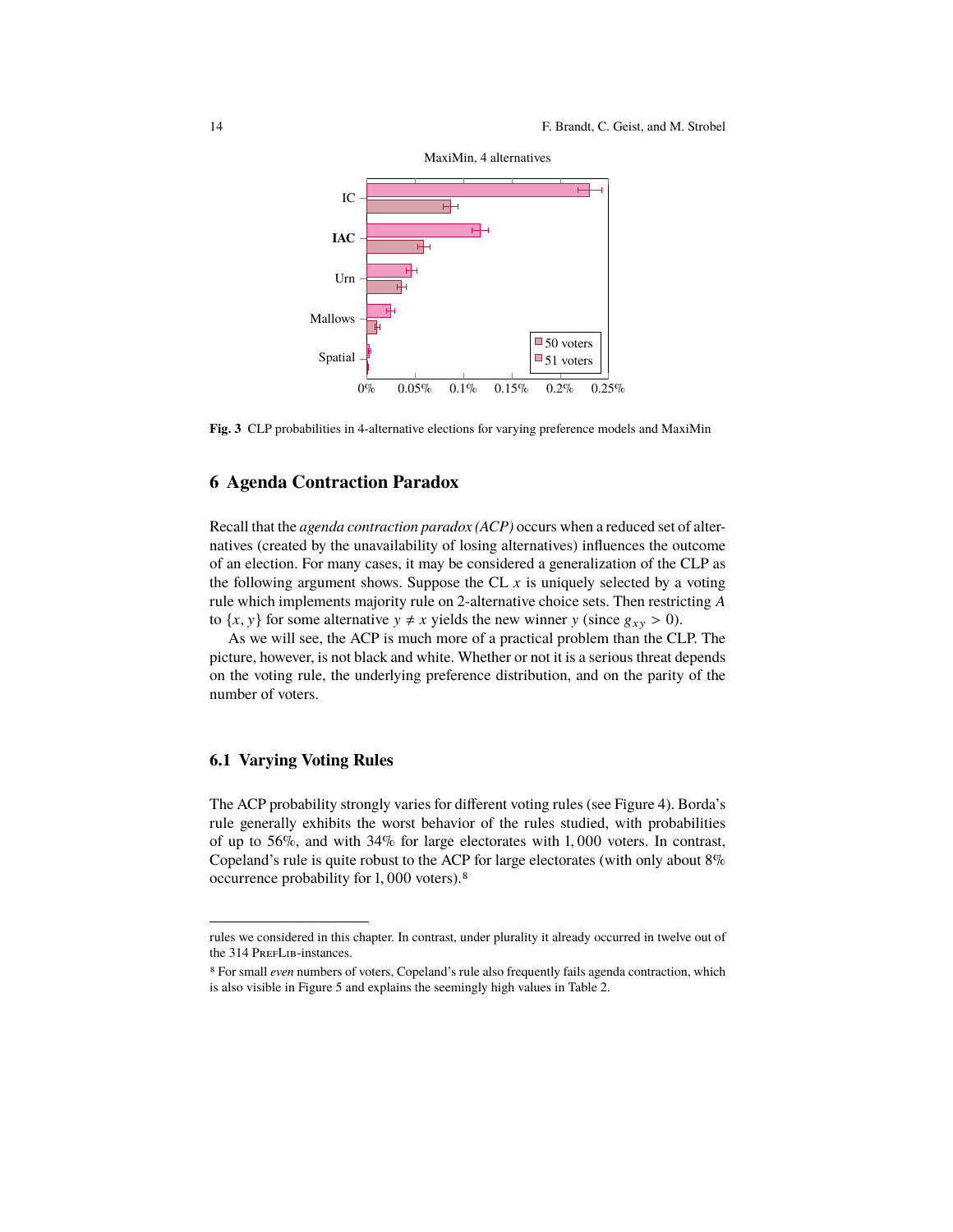MaxiMin, 4 alternatives

**Fig. 3** CLP probabilities in 4-alternative elections for varying preference models and MaxiMin

## 6 Agenda Contraction Paradox

Recall that the *agenda contraction paradox (ACP)* occurs when a reduced set of alternatives (created by the unavailability of losing alternatives) influences the outcome of an election. For many cases, it may be considered a generalization of the CLP as the following argument shows. Suppose the CL $x$ is uniquely selected by a voting rule which implements majority rule on 2-alternative choice sets. Then restricting $A$ to $\{x, y\}$ for some alternative $y \neq x$ yields the new winner $y$ (since $g_{xy} > 0$).

As we will see, the ACP is much more of a practical problem than the CLP. The picture, however, is not black and white. Whether or not it is a serious threat depends on the voting rule, the underlying preference distribution, and on the parity of the number of voters.

### 6.1 Varying Voting Rules

The ACP probability strongly varies for different voting rules (see Figure 4). Borda's rule generally exhibits the worst behavior of the rules studied, with probabilities of up to 56%, and with 34% for large electorates with 1,000 voters. In contrast, Copeland's rule is quite robust to the ACP for large electorates (with only about 8% occurrence probability for 1,000 voters).[8]

---

rules we considered in this chapter. In contrast, under plurality it already occurred in twelve out of the 314 PrefLib-instances.

[8] For small *even* numbers of voters, Copeland's rule also frequently fails agenda contraction, which is also visible in Figure 5 and explains the seemingly high values in Table 2.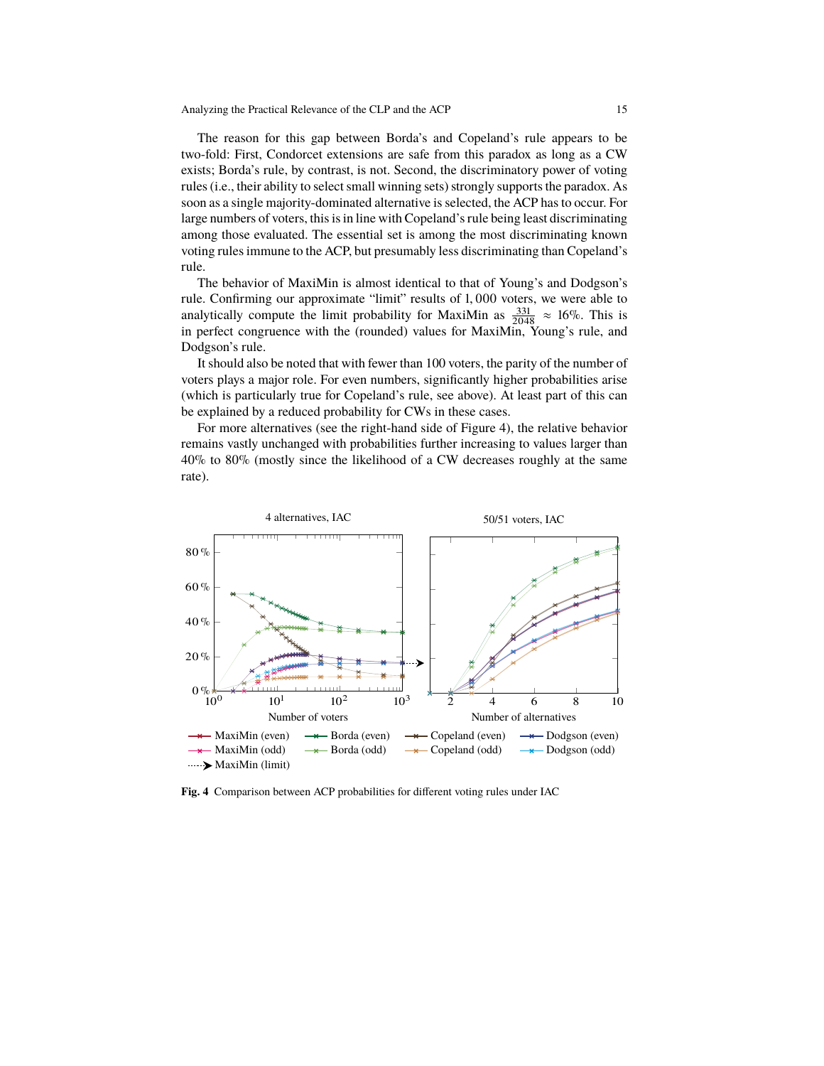The reason for this gap between Borda's and Copeland's rule appears to be two-fold: First, Condorcet extensions are safe from this paradox as long as a CW exists; Borda's rule, by contrast, is not. Second, the discriminatory power of voting rules (i.e., their ability to select small winning sets) strongly supports the paradox. As soon as a single majority-dominated alternative is selected, the ACP has to occur. For large numbers of voters, this is in line with Copeland's rule being least discriminating among those evaluated. The essential set is among the most discriminating known voting rules immune to the ACP, but presumably less discriminating than Copeland's rule.

The behavior of MaxiMin is almost identical to that of Young's and Dodgson's rule. Confirming our approximate "limit" results of 1,000 voters, we were able to analytically compute the limit probability for MaxiMin as $\frac{331}{2048} \approx 16\%$. This is in perfect congruence with the (rounded) values for MaxiMin, Young's rule, and Dodgson's rule.

It should also be noted that with fewer than 100 voters, the parity of the number of voters plays a major role. For even numbers, significantly higher probabilities arise (which is particularly true for Copeland's rule, see above). At least part of this can be explained by a reduced probability for CWs in these cases.

For more alternatives (see the right-hand side of Figure 4), the relative behavior remains vastly unchanged with probabilities further increasing to values larger than 40% to 80% (mostly since the likelihood of a CW decreases roughly at the same rate).

**Fig. 4** Comparison between ACP probabilities for different voting rules under IAC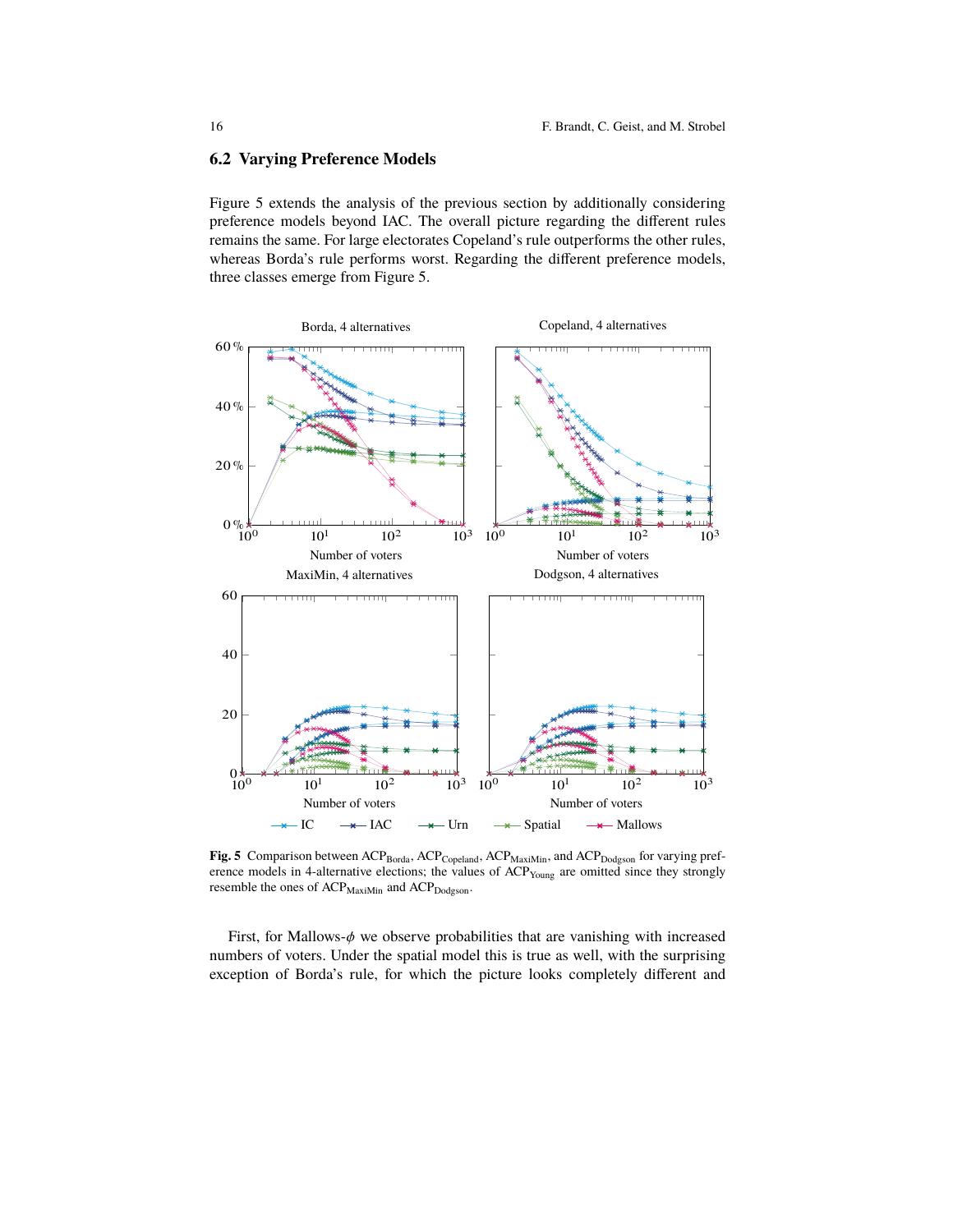## 6.2 Varying Preference Models

Figure 5 extends the analysis of the previous section by additionally considering preference models beyond IAC. The overall picture regarding the different rules remains the same. For large electorates Copeland's rule outperforms the other rules, whereas Borda's rule performs worst. Regarding the different preference models, three classes emerge from Figure 5.

**Fig. 5** Comparison between $ACP_{Borda}$, $ACP_{Copeland}$, $ACP_{MaxiMin}$, and $ACP_{Dodgson}$ for varying preference models in 4-alternative elections; the values of $ACP_{Young}$ are omitted since they strongly resemble the ones of $ACP_{MaxiMin}$ and $ACP_{Dodgson}$.

First, for Mallows-$\phi$ we observe probabilities that are vanishing with increased numbers of voters. Under the spatial model this is true as well, with the surprising exception of Borda's rule, for which the picture looks completely different and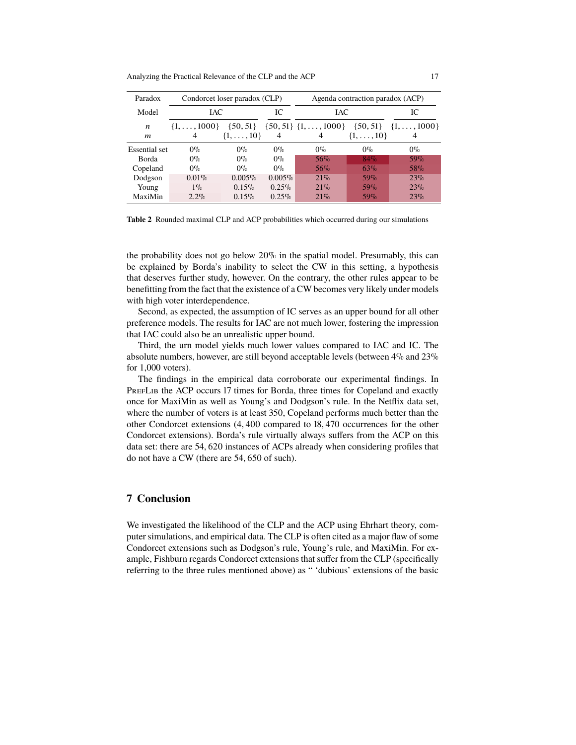| Paradox | Condorcet loser paradox (CLP) | | | Agenda contraction paradox (ACP) | | |
|---|---|---|---|---|---|---|
| Model | IAC | | IC | IAC | | IC |
| $n$ | $\{1,\ldots,1000\}$ | $\{50,51\}$ | $\{50,51\}$ | $\{1,\ldots,1000\}$ | $\{50,51\}$ | $\{1,\ldots,1000\}$ |
| $m$ | 4 | $\{1,\ldots,10\}$ | 4 | 4 | $\{1,\ldots,10\}$ | 4 |
| Essential set | 0% | 0% | 0% | 0% | 0% | 0% |
| Borda | 0% | 0% | 0% | 56% | 84% | 59% |
| Copeland | 0% | 0% | 0% | 56% | 63% | 58% |
| Dodgson | 0.01% | 0.005% | 0.005% | 21% | 59% | 23% |
| Young | 1% | 0.15% | 0.25% | 21% | 59% | 23% |
| MaxiMin | 2.2% | 0.15% | 0.25% | 21% | 59% | 23% |

**Table 2** Rounded maximal CLP and ACP probabilities which occurred during our simulations

the probability does not go below 20% in the spatial model. Presumably, this can be explained by Borda's inability to select the CW in this setting, a hypothesis that deserves further study, however. On the contrary, the other rules appear to be benefitting from the fact that the existence of a CW becomes very likely under models with high voter interdependence.

Second, as expected, the assumption of IC serves as an upper bound for all other preference models. The results for IAC are not much lower, fostering the impression that IAC could also be an unrealistic upper bound.

Third, the urn model yields much lower values compared to IAC and IC. The absolute numbers, however, are still beyond acceptable levels (between 4% and 23% for 1,000 voters).

The findings in the empirical data corroborate our experimental findings. In PrefLib the ACP occurs 17 times for Borda, three times for Copeland and exactly once for MaxiMin as well as Young's and Dodgson's rule. In the Netflix data set, where the number of voters is at least 350, Copeland performs much better than the other Condorcet extensions (4,400 compared to 18,470 occurrences for the other Condorcet extensions). Borda's rule virtually always suffers from the ACP on this data set: there are 54,620 instances of ACPs already when considering profiles that do not have a CW (there are 54,650 of such).

## 7 Conclusion

We investigated the likelihood of the CLP and the ACP using Ehrhart theory, computer simulations, and empirical data. The CLP is often cited as a major flaw of some Condorcet extensions such as Dodgson's rule, Young's rule, and MaxiMin. For example, Fishburn regards Condorcet extensions that suffer from the CLP (specifically referring to the three rules mentioned above) as " 'dubious' extensions of the basic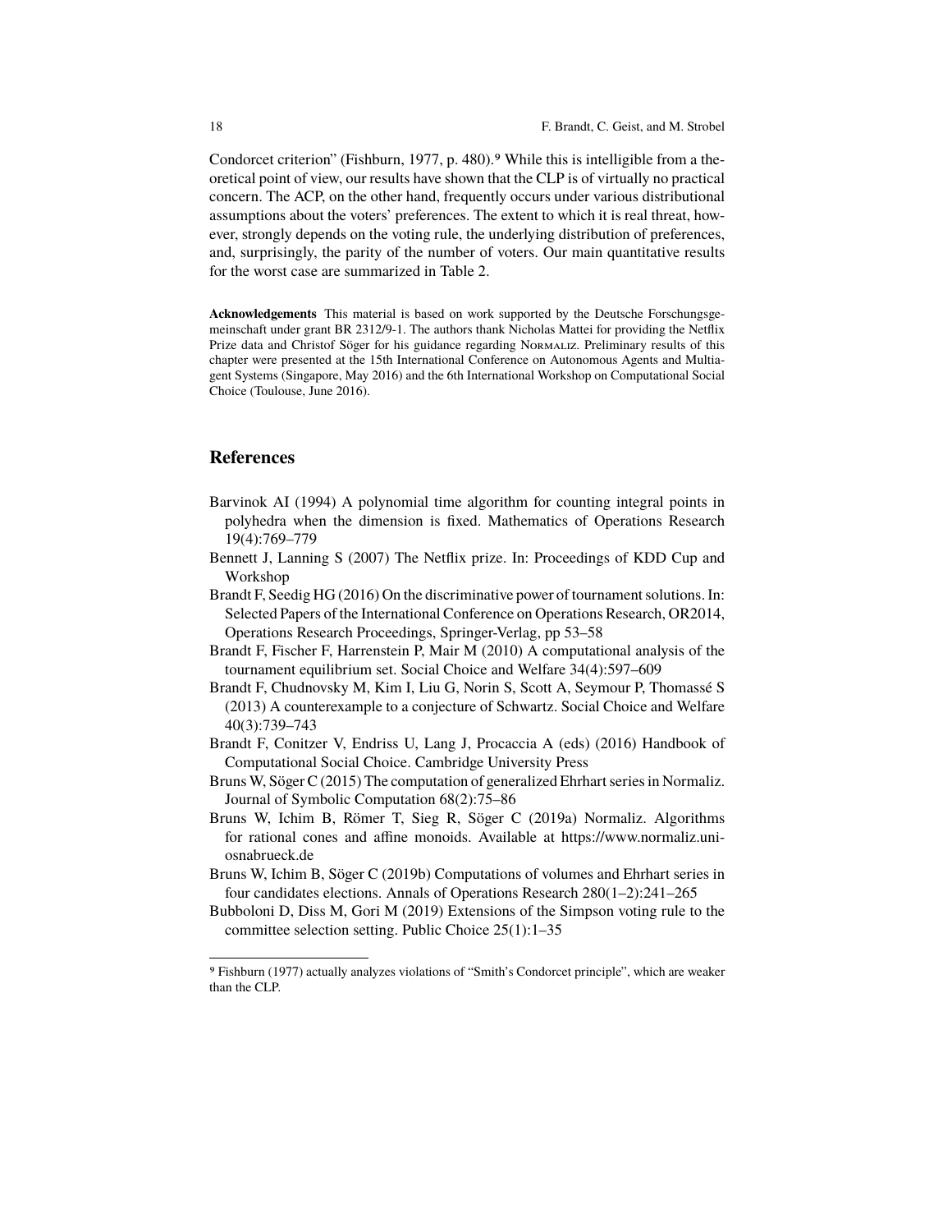Condorcet criterion" (Fishburn, 1977, p. 480).[9] While this is intelligible from a theoretical point of view, our results have shown that the CLP is of virtually no practical concern. The ACP, on the other hand, frequently occurs under various distributional assumptions about the voters' preferences. The extent to which it is real threat, however, strongly depends on the voting rule, the underlying distribution of preferences, and, surprisingly, the parity of the number of voters. Our main quantitative results for the worst case are summarized in Table 2.

**Acknowledgements** This material is based on work supported by the Deutsche Forschungsgemeinschaft under grant BR 2312/9-1. The authors thank Nicholas Mattei for providing the Netflix Prize data and Christof Söger for his guidance regarding Normaliz. Preliminary results of this chapter were presented at the 15th International Conference on Autonomous Agents and Multiagent Systems (Singapore, May 2016) and the 6th International Workshop on Computational Social Choice (Toulouse, June 2016).

## References

Barvinok AI (1994) A polynomial time algorithm for counting integral points in polyhedra when the dimension is fixed. Mathematics of Operations Research 19(4):769–779

Bennett J, Lanning S (2007) The Netflix prize. In: Proceedings of KDD Cup and Workshop

Brandt F, Seedig HG (2016) On the discriminative power of tournament solutions. In: Selected Papers of the International Conference on Operations Research, OR2014, Operations Research Proceedings, Springer-Verlag, pp 53–58

Brandt F, Fischer F, Harrenstein P, Mair M (2010) A computational analysis of the tournament equilibrium set. Social Choice and Welfare 34(4):597–609

Brandt F, Chudnovsky M, Kim I, Liu G, Norin S, Scott A, Seymour P, Thomassé S (2013) A counterexample to a conjecture of Schwartz. Social Choice and Welfare 40(3):739–743

Brandt F, Conitzer V, Endriss U, Lang J, Procaccia A (eds) (2016) Handbook of Computational Social Choice. Cambridge University Press

Bruns W, Söger C (2015) The computation of generalized Ehrhart series in Normaliz. Journal of Symbolic Computation 68(2):75–86

Bruns W, Ichim B, Römer T, Sieg R, Söger C (2019a) Normaliz. Algorithms for rational cones and affine monoids. Available at https://www.normaliz.uni-osnabrueck.de

Bruns W, Ichim B, Söger C (2019b) Computations of volumes and Ehrhart series in four candidates elections. Annals of Operations Research 280(1–2):241–265

Bubboloni D, Diss M, Gori M (2019) Extensions of the Simpson voting rule to the committee selection setting. Public Choice 25(1):1–35

[9] Fishburn (1977) actually analyzes violations of "Smith's Condorcet principle", which are weaker than the CLP.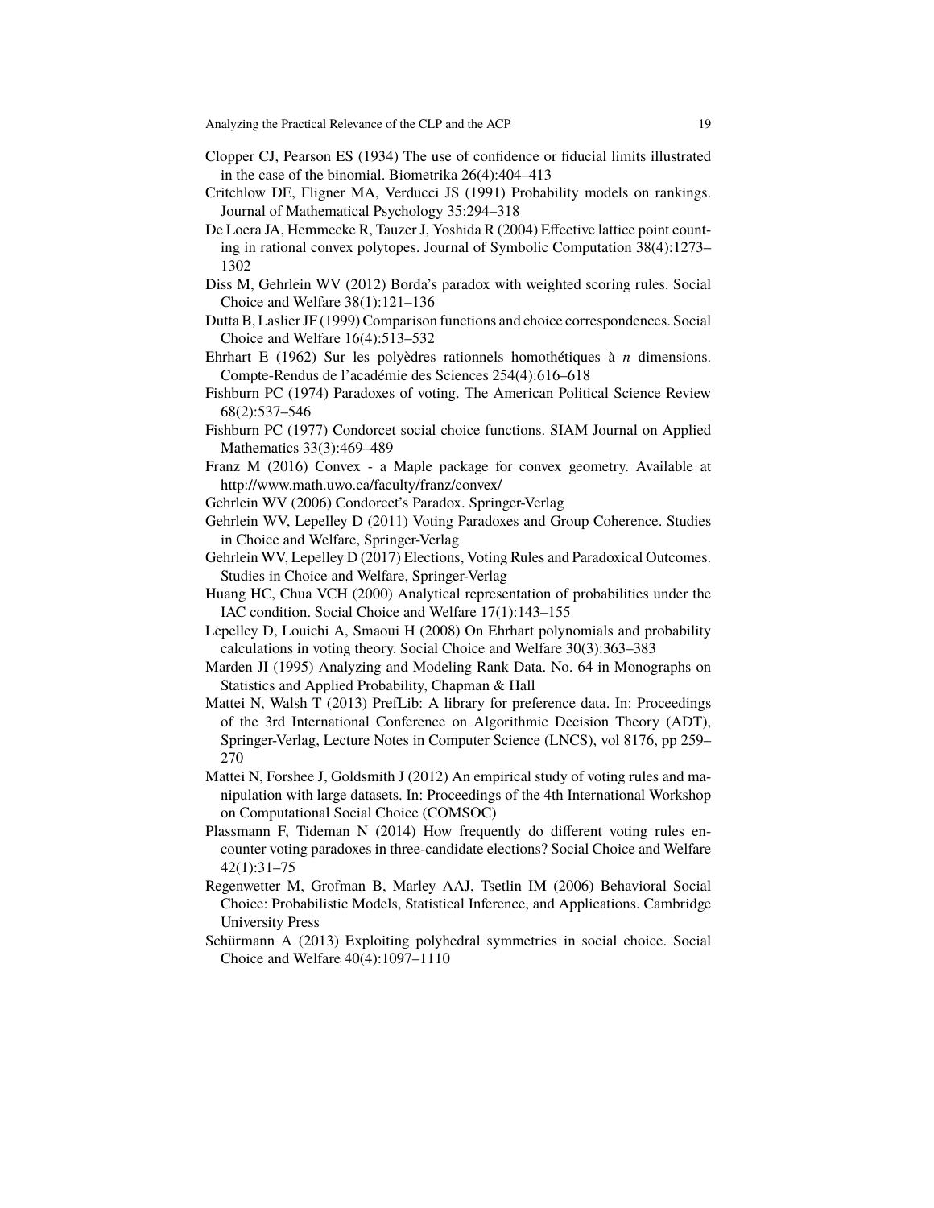Clopper CJ, Pearson ES (1934) The use of confidence or fiducial limits illustrated in the case of the binomial. Biometrika 26(4):404–413

Critchlow DE, Fligner MA, Verducci JS (1991) Probability models on rankings. Journal of Mathematical Psychology 35:294–318

De Loera JA, Hemmecke R, Tauzer J, Yoshida R (2004) Effective lattice point counting in rational convex polytopes. Journal of Symbolic Computation 38(4):1273–1302

Diss M, Gehrlein WV (2012) Borda's paradox with weighted scoring rules. Social Choice and Welfare 38(1):121–136

Dutta B, Laslier JF (1999) Comparison functions and choice correspondences. Social Choice and Welfare 16(4):513–532

Ehrhart E (1962) Sur les polyèdres rationnels homothétiques à *n* dimensions. Compte-Rendus de l'académie des Sciences 254(4):616–618

Fishburn PC (1974) Paradoxes of voting. The American Political Science Review 68(2):537–546

Fishburn PC (1977) Condorcet social choice functions. SIAM Journal on Applied Mathematics 33(3):469–489

Franz M (2016) Convex - a Maple package for convex geometry. Available at http://www.math.uwo.ca/faculty/franz/convex/

Gehrlein WV (2006) Condorcet's Paradox. Springer-Verlag

Gehrlein WV, Lepelley D (2011) Voting Paradoxes and Group Coherence. Studies in Choice and Welfare, Springer-Verlag

Gehrlein WV, Lepelley D (2017) Elections, Voting Rules and Paradoxical Outcomes. Studies in Choice and Welfare, Springer-Verlag

Huang HC, Chua VCH (2000) Analytical representation of probabilities under the IAC condition. Social Choice and Welfare 17(1):143–155

Lepelley D, Louichi A, Smaoui H (2008) On Ehrhart polynomials and probability calculations in voting theory. Social Choice and Welfare 30(3):363–383

Marden JI (1995) Analyzing and Modeling Rank Data. No. 64 in Monographs on Statistics and Applied Probability, Chapman & Hall

Mattei N, Walsh T (2013) PrefLib: A library for preference data. In: Proceedings of the 3rd International Conference on Algorithmic Decision Theory (ADT), Springer-Verlag, Lecture Notes in Computer Science (LNCS), vol 8176, pp 259–270

Mattei N, Forshee J, Goldsmith J (2012) An empirical study of voting rules and manipulation with large datasets. In: Proceedings of the 4th International Workshop on Computational Social Choice (COMSOC)

Plassmann F, Tideman N (2014) How frequently do different voting rules encounter voting paradoxes in three-candidate elections? Social Choice and Welfare 42(1):31–75

Regenwetter M, Grofman B, Marley AAJ, Tsetlin IM (2006) Behavioral Social Choice: Probabilistic Models, Statistical Inference, and Applications. Cambridge University Press

Schürmann A (2013) Exploiting polyhedral symmetries in social choice. Social Choice and Welfare 40(4):1097–1110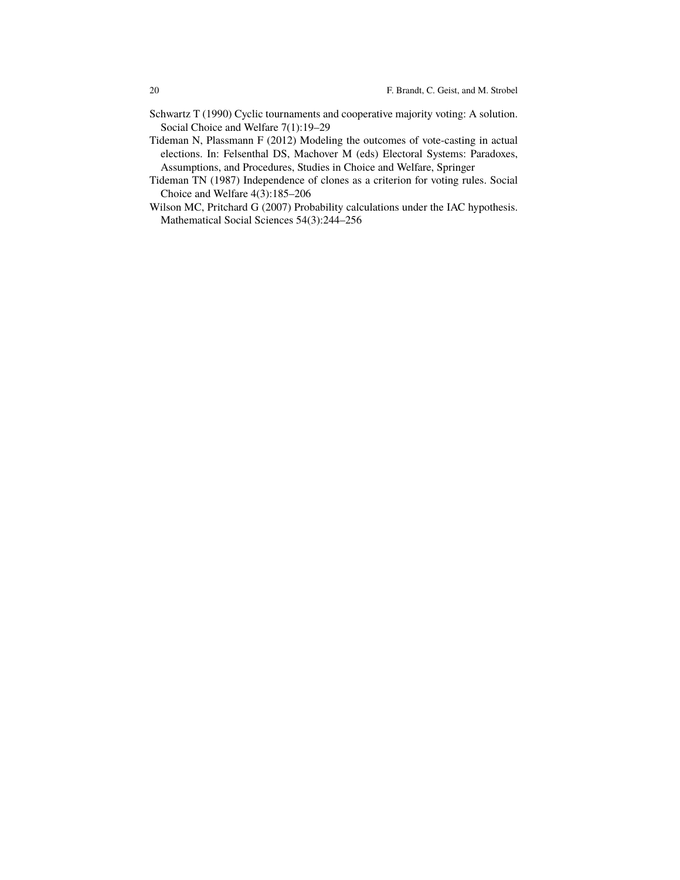Schwartz T (1990) Cyclic tournaments and cooperative majority voting: A solution. Social Choice and Welfare 7(1):19–29

Tideman N, Plassmann F (2012) Modeling the outcomes of vote-casting in actual elections. In: Felsenthal DS, Machover M (eds) Electoral Systems: Paradoxes, Assumptions, and Procedures, Studies in Choice and Welfare, Springer

Tideman TN (1987) Independence of clones as a criterion for voting rules. Social Choice and Welfare 4(3):185–206

Wilson MC, Pritchard G (2007) Probability calculations under the IAC hypothesis. Mathematical Social Sciences 54(3):244–256